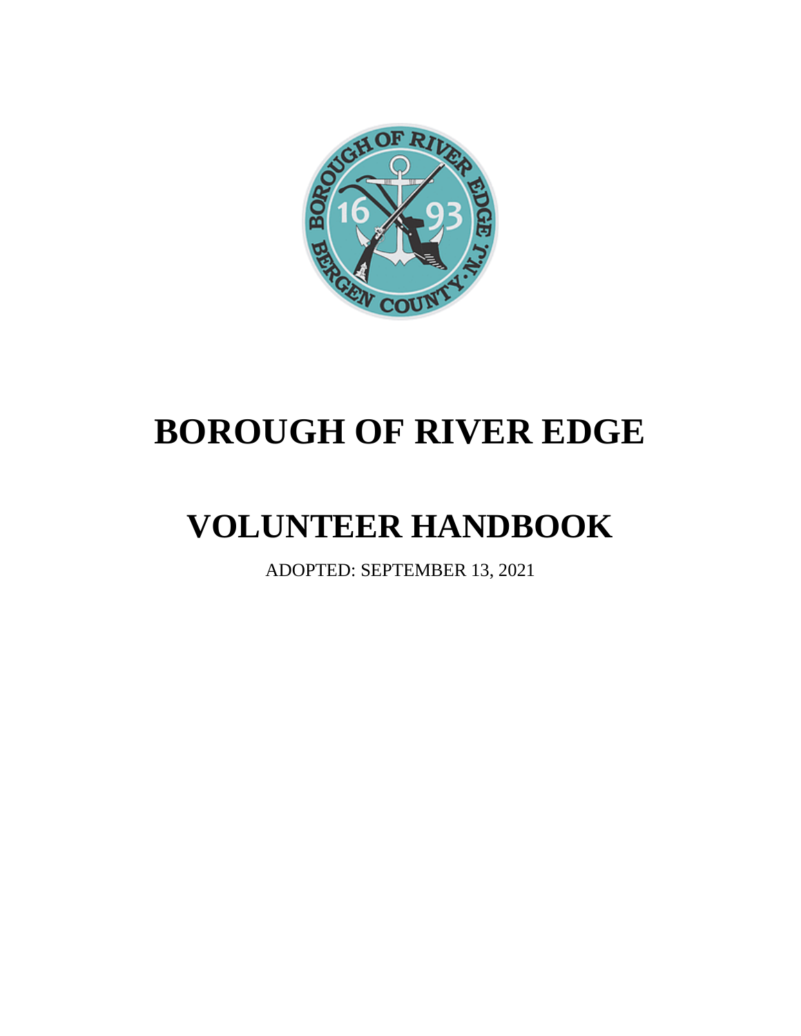# BOROUGH OF RIVER EDGE

# VOLUNTEER HANDBOOK

ADOPTED: SEPTEMBER 13, 2021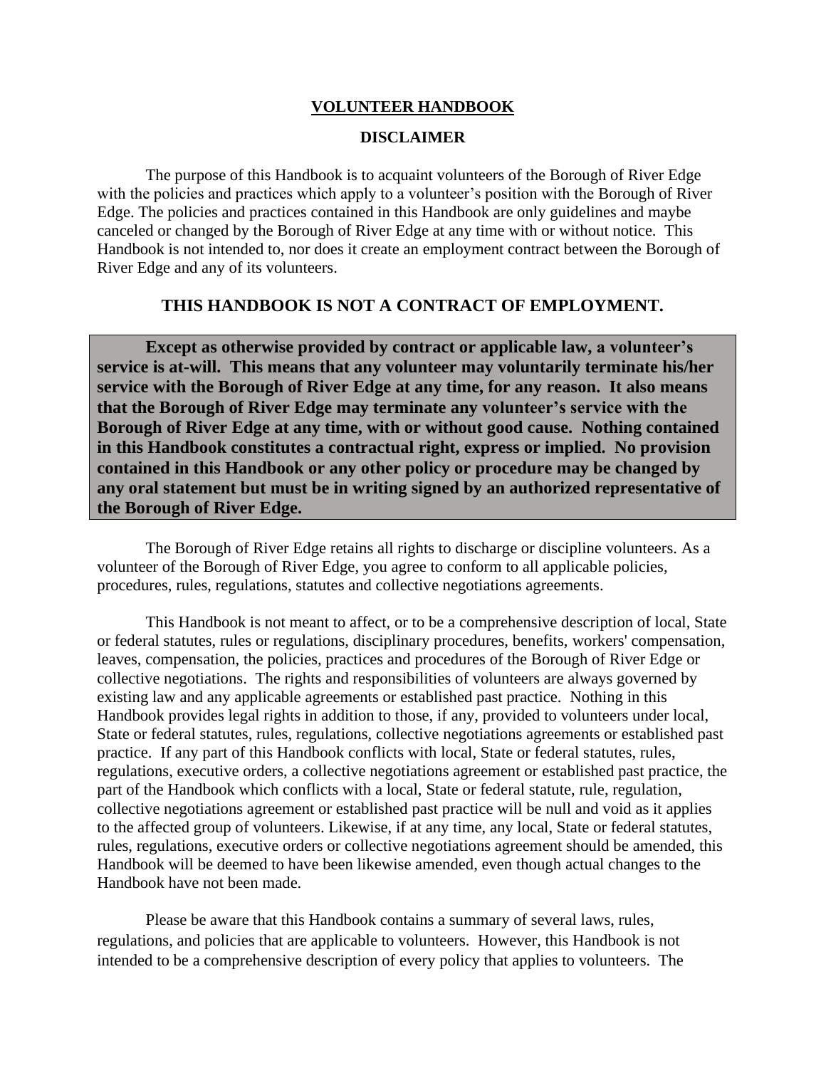# VOLUNTEER HANDBOOK

## DISCLAIMER

The purpose of this Handbook is to acquaint volunteers of the Borough of River Edge with the policies and practices which apply to a volunteer's position with the Borough of River Edge. The policies and practices contained in this Handbook are only guidelines and maybe canceled or changed by the Borough of River Edge at any time with or without notice. This Handbook is not intended to, nor does it create an employment contract between the Borough of River Edge and any of its volunteers.

## THIS HANDBOOK IS NOT A CONTRACT OF EMPLOYMENT.

**Except as otherwise provided by contract or applicable law, a volunteer's service is at-will. This means that any volunteer may voluntarily terminate his/her service with the Borough of River Edge at any time, for any reason. It also means that the Borough of River Edge may terminate any volunteer's service with the Borough of River Edge at any time, with or without good cause. Nothing contained in this Handbook constitutes a contractual right, express or implied. No provision contained in this Handbook or any other policy or procedure may be changed by any oral statement but must be in writing signed by an authorized representative of the Borough of River Edge.**

The Borough of River Edge retains all rights to discharge or discipline volunteers. As a volunteer of the Borough of River Edge, you agree to conform to all applicable policies, procedures, rules, regulations, statutes and collective negotiations agreements.

This Handbook is not meant to affect, or to be a comprehensive description of local, State or federal statutes, rules or regulations, disciplinary procedures, benefits, workers' compensation, leaves, compensation, the policies, practices and procedures of the Borough of River Edge or collective negotiations. The rights and responsibilities of volunteers are always governed by existing law and any applicable agreements or established past practice. Nothing in this Handbook provides legal rights in addition to those, if any, provided to volunteers under local, State or federal statutes, rules, regulations, collective negotiations agreements or established past practice. If any part of this Handbook conflicts with local, State or federal statutes, rules, regulations, executive orders, a collective negotiations agreement or established past practice, the part of the Handbook which conflicts with a local, State or federal statute, rule, regulation, collective negotiations agreement or established past practice will be null and void as it applies to the affected group of volunteers. Likewise, if at any time, any local, State or federal statutes, rules, regulations, executive orders or collective negotiations agreement should be amended, this Handbook will be deemed to have been likewise amended, even though actual changes to the Handbook have not been made.

Please be aware that this Handbook contains a summary of several laws, rules, regulations, and policies that are applicable to volunteers. However, this Handbook is not intended to be a comprehensive description of every policy that applies to volunteers. The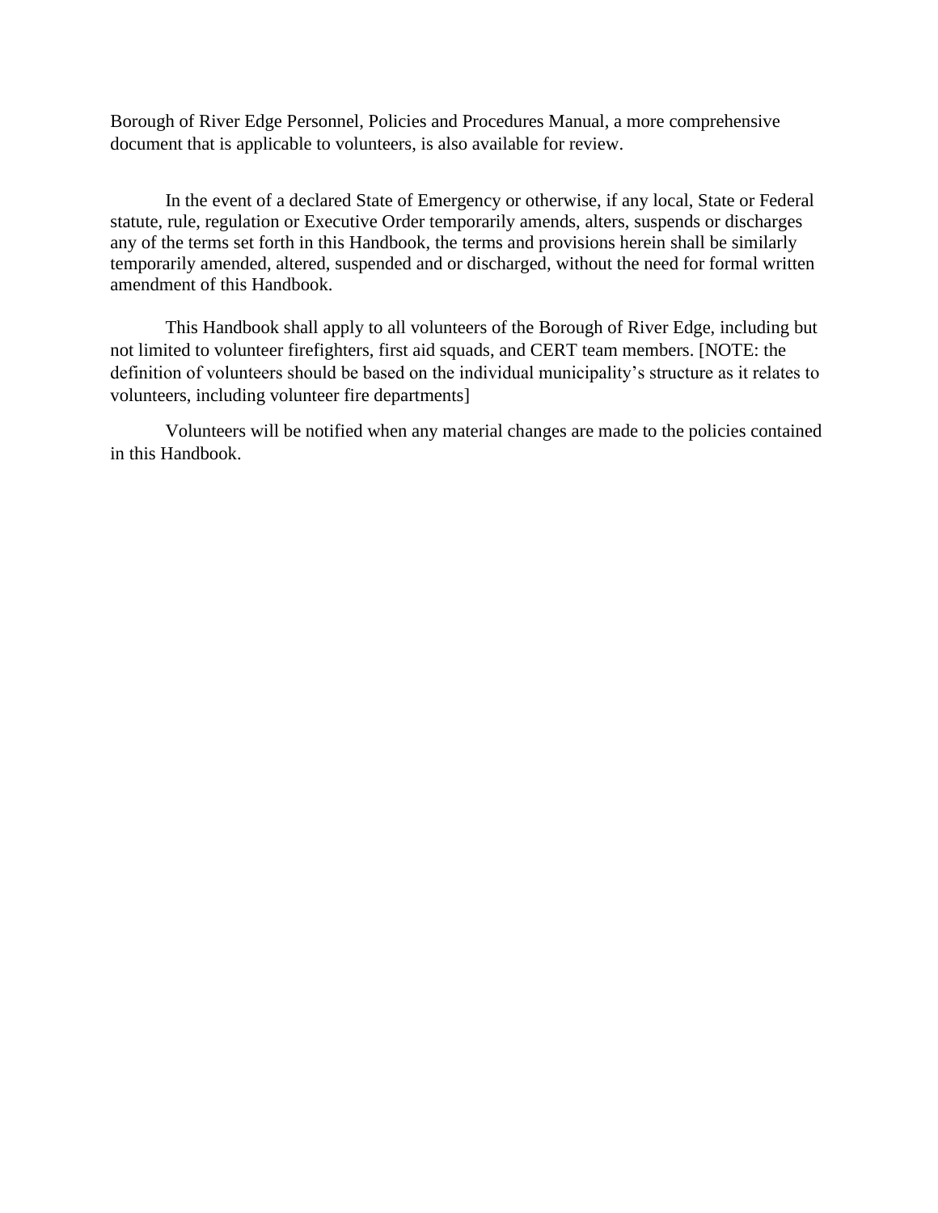Borough of River Edge Personnel, Policies and Procedures Manual, a more comprehensive document that is applicable to volunteers, is also available for review.

In the event of a declared State of Emergency or otherwise, if any local, State or Federal statute, rule, regulation or Executive Order temporarily amends, alters, suspends or discharges any of the terms set forth in this Handbook, the terms and provisions herein shall be similarly temporarily amended, altered, suspended and or discharged, without the need for formal written amendment of this Handbook.

This Handbook shall apply to all volunteers of the Borough of River Edge, including but not limited to volunteer firefighters, first aid squads, and CERT team members. [NOTE: the definition of volunteers should be based on the individual municipality's structure as it relates to volunteers, including volunteer fire departments]

Volunteers will be notified when any material changes are made to the policies contained in this Handbook.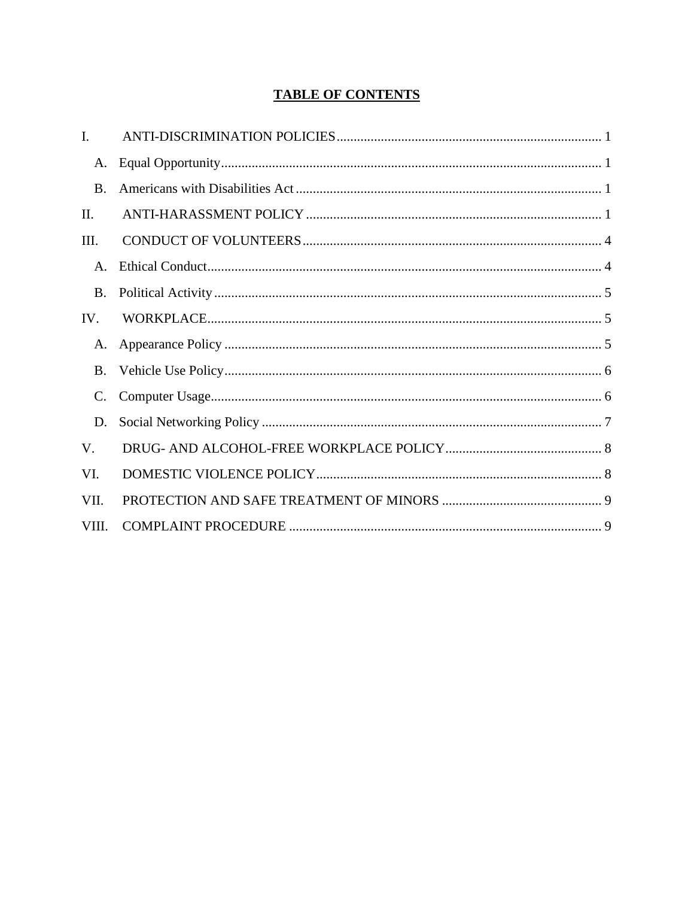# TABLE OF CONTENTS

I. ANTI-DISCRIMINATION POLICIES ............................................................................. 1

A. Equal Opportunity ............................................................................................... 1

B. Americans with Disabilities Act ............................................................................ 1

II. ANTI-HARASSMENT POLICY ................................................................................... 1

III. CONDUCT OF VOLUNTEERS .................................................................................. 4

A. Ethical Conduct ................................................................................................... 4

B. Political Activity .................................................................................................. 5

IV. WORKPLACE .......................................................................................................... 5

A. Appearance Policy ............................................................................................... 5

B. Vehicle Use Policy ............................................................................................... 6

C. Computer Usage .................................................................................................. 6

D. Social Networking Policy ..................................................................................... 7

V. DRUG- AND ALCOHOL-FREE WORKPLACE POLICY .............................................. 8

VI. DOMESTIC VIOLENCE POLICY .............................................................................. 8

VII. PROTECTION AND SAFE TREATMENT OF MINORS .............................................. 9

VIII. COMPLAINT PROCEDURE ...................................................................................... 9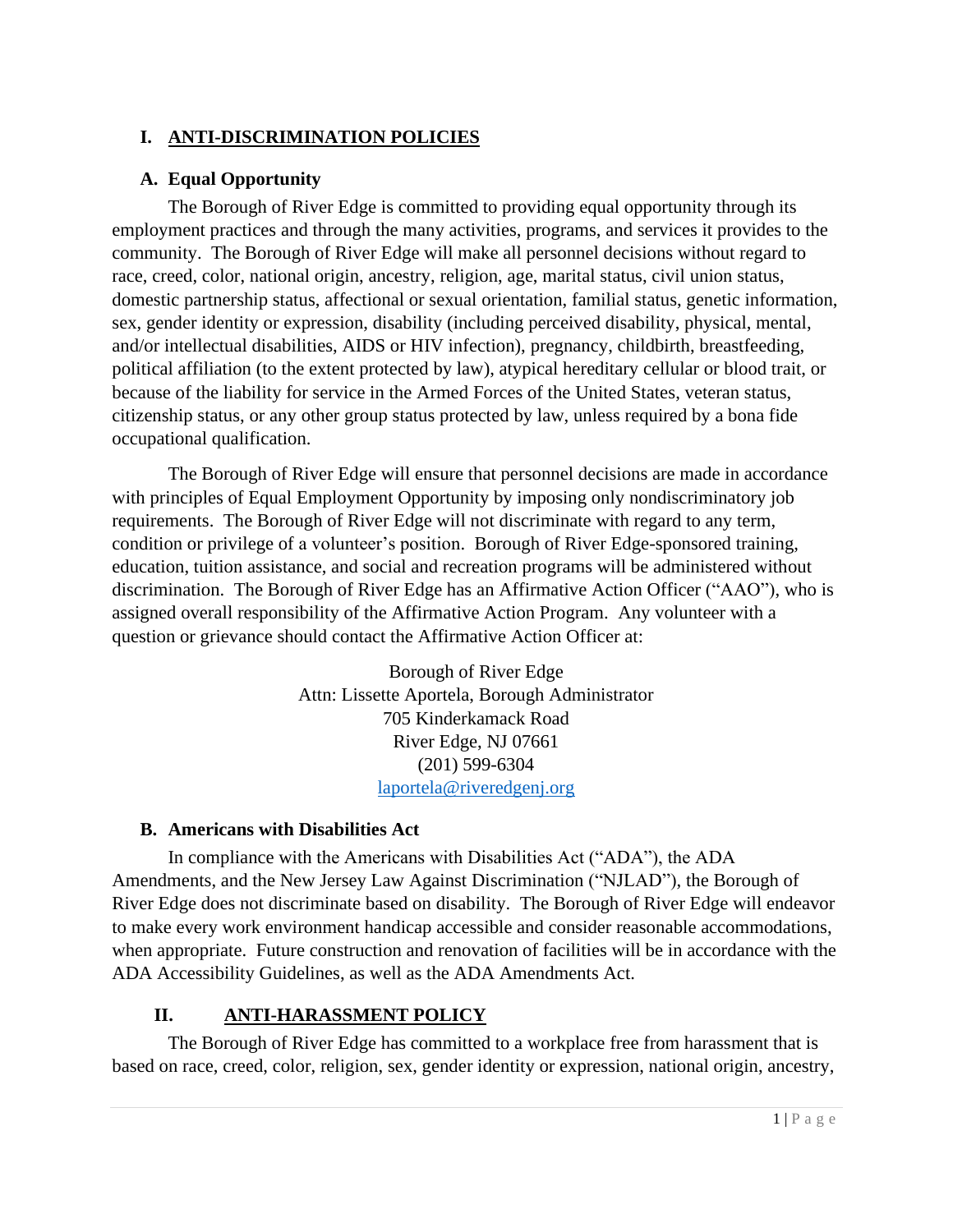# I. ANTI-DISCRIMINATION POLICIES

## A. Equal Opportunity

The Borough of River Edge is committed to providing equal opportunity through its employment practices and through the many activities, programs, and services it provides to the community. The Borough of River Edge will make all personnel decisions without regard to race, creed, color, national origin, ancestry, religion, age, marital status, civil union status, domestic partnership status, affectional or sexual orientation, familial status, genetic information, sex, gender identity or expression, disability (including perceived disability, physical, mental, and/or intellectual disabilities, AIDS or HIV infection), pregnancy, childbirth, breastfeeding, political affiliation (to the extent protected by law), atypical hereditary cellular or blood trait, or because of the liability for service in the Armed Forces of the United States, veteran status, citizenship status, or any other group status protected by law, unless required by a bona fide occupational qualification.

The Borough of River Edge will ensure that personnel decisions are made in accordance with principles of Equal Employment Opportunity by imposing only nondiscriminatory job requirements. The Borough of River Edge will not discriminate with regard to any term, condition or privilege of a volunteer's position. Borough of River Edge-sponsored training, education, tuition assistance, and social and recreation programs will be administered without discrimination. The Borough of River Edge has an Affirmative Action Officer ("AAO"), who is assigned overall responsibility of the Affirmative Action Program. Any volunteer with a question or grievance should contact the Affirmative Action Officer at:

Borough of River Edge
Attn: Lissette Aportela, Borough Administrator
705 Kinderkamack Road
River Edge, NJ 07661
(201) 599-6304
laportela@riveredgenj.org

## B. Americans with Disabilities Act

In compliance with the Americans with Disabilities Act ("ADA"), the ADA Amendments, and the New Jersey Law Against Discrimination ("NJLAD"), the Borough of River Edge does not discriminate based on disability. The Borough of River Edge will endeavor to make every work environment handicap accessible and consider reasonable accommodations, when appropriate. Future construction and renovation of facilities will be in accordance with the ADA Accessibility Guidelines, as well as the ADA Amendments Act.

# II. ANTI-HARASSMENT POLICY

The Borough of River Edge has committed to a workplace free from harassment that is based on race, creed, color, religion, sex, gender identity or expression, national origin, ancestry,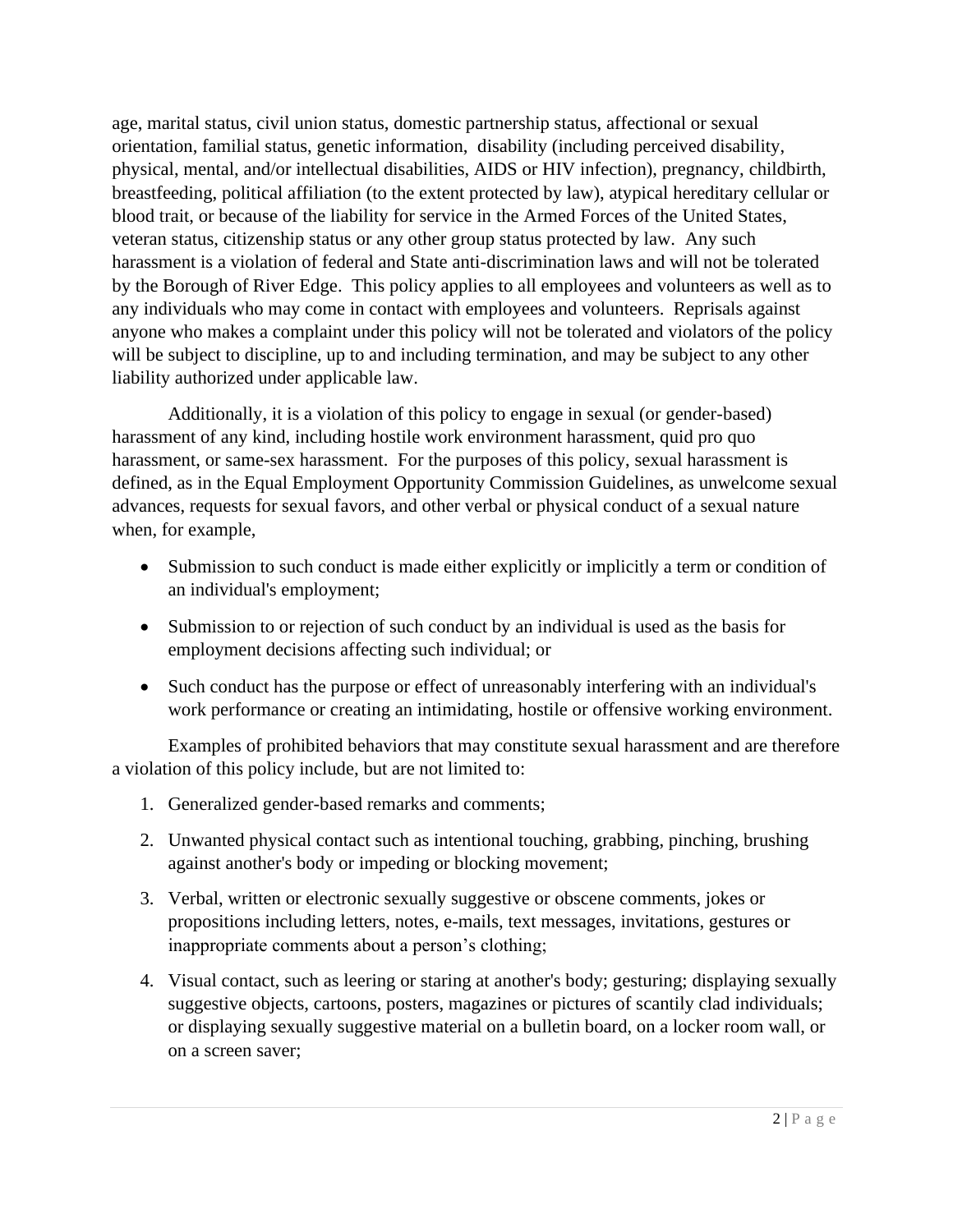age, marital status, civil union status, domestic partnership status, affectional or sexual orientation, familial status, genetic information, disability (including perceived disability, physical, mental, and/or intellectual disabilities, AIDS or HIV infection), pregnancy, childbirth, breastfeeding, political affiliation (to the extent protected by law), atypical hereditary cellular or blood trait, or because of the liability for service in the Armed Forces of the United States, veteran status, citizenship status or any other group status protected by law. Any such harassment is a violation of federal and State anti-discrimination laws and will not be tolerated by the Borough of River Edge. This policy applies to all employees and volunteers as well as to any individuals who may come in contact with employees and volunteers. Reprisals against anyone who makes a complaint under this policy will not be tolerated and violators of the policy will be subject to discipline, up to and including termination, and may be subject to any other liability authorized under applicable law.

Additionally, it is a violation of this policy to engage in sexual (or gender-based) harassment of any kind, including hostile work environment harassment, quid pro quo harassment, or same-sex harassment. For the purposes of this policy, sexual harassment is defined, as in the Equal Employment Opportunity Commission Guidelines, as unwelcome sexual advances, requests for sexual favors, and other verbal or physical conduct of a sexual nature when, for example,

- Submission to such conduct is made either explicitly or implicitly a term or condition of an individual's employment;
- Submission to or rejection of such conduct by an individual is used as the basis for employment decisions affecting such individual; or
- Such conduct has the purpose or effect of unreasonably interfering with an individual's work performance or creating an intimidating, hostile or offensive working environment.

Examples of prohibited behaviors that may constitute sexual harassment and are therefore a violation of this policy include, but are not limited to:

1. Generalized gender-based remarks and comments;
2. Unwanted physical contact such as intentional touching, grabbing, pinching, brushing against another's body or impeding or blocking movement;
3. Verbal, written or electronic sexually suggestive or obscene comments, jokes or propositions including letters, notes, e-mails, text messages, invitations, gestures or inappropriate comments about a person’s clothing;
4. Visual contact, such as leering or staring at another's body; gesturing; displaying sexually suggestive objects, cartoons, posters, magazines or pictures of scantily clad individuals; or displaying sexually suggestive material on a bulletin board, on a locker room wall, or on a screen saver;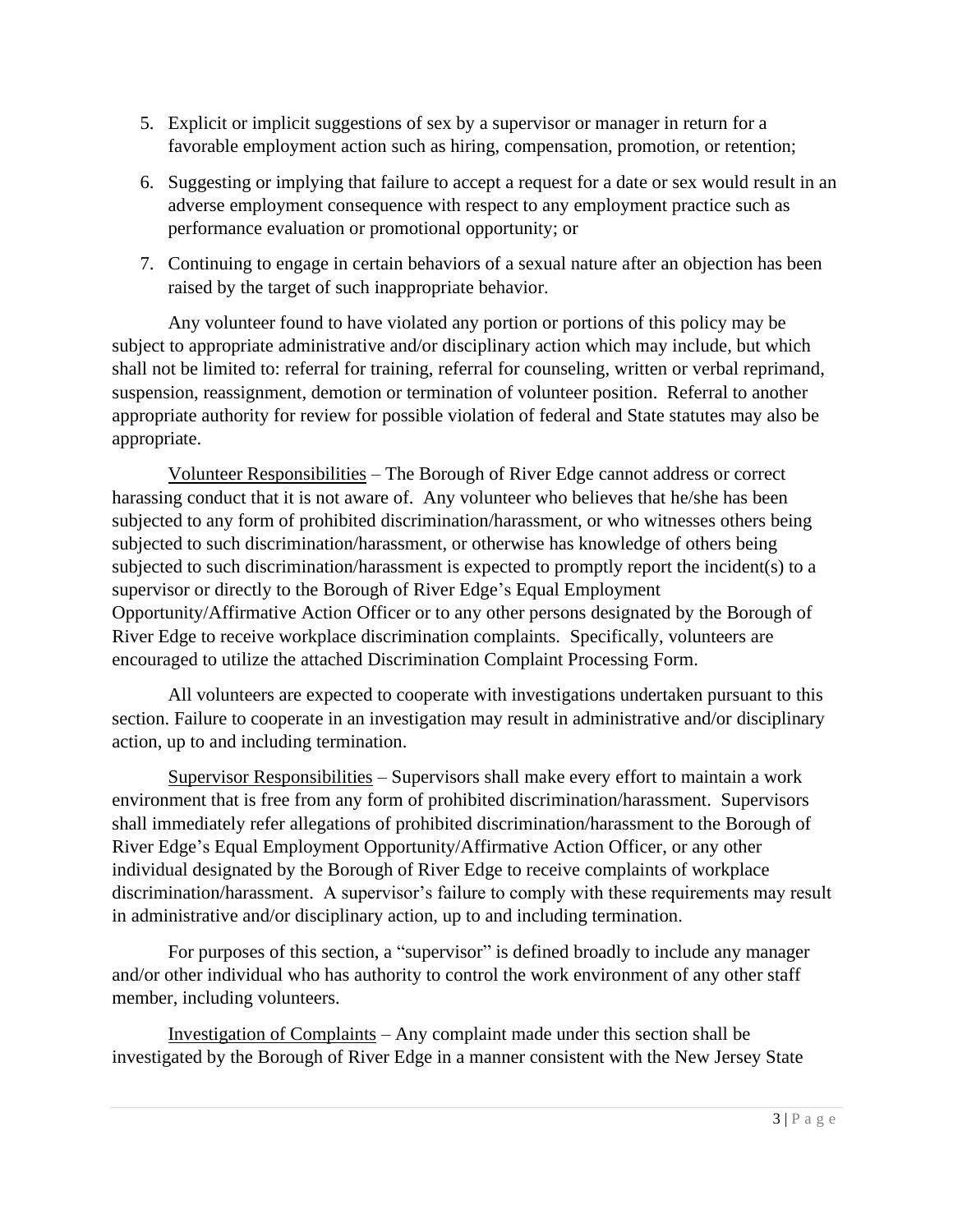5. Explicit or implicit suggestions of sex by a supervisor or manager in return for a favorable employment action such as hiring, compensation, promotion, or retention;
6. Suggesting or implying that failure to accept a request for a date or sex would result in an adverse employment consequence with respect to any employment practice such as performance evaluation or promotional opportunity; or
7. Continuing to engage in certain behaviors of a sexual nature after an objection has been raised by the target of such inappropriate behavior.

Any volunteer found to have violated any portion or portions of this policy may be subject to appropriate administrative and/or disciplinary action which may include, but which shall not be limited to: referral for training, referral for counseling, written or verbal reprimand, suspension, reassignment, demotion or termination of volunteer position. Referral to another appropriate authority for review for possible violation of federal and State statutes may also be appropriate.

<u>Volunteer Responsibilities</u> – The Borough of River Edge cannot address or correct harassing conduct that it is not aware of. Any volunteer who believes that he/she has been subjected to any form of prohibited discrimination/harassment, or who witnesses others being subjected to such discrimination/harassment, or otherwise has knowledge of others being subjected to such discrimination/harassment is expected to promptly report the incident(s) to a supervisor or directly to the Borough of River Edge's Equal Employment Opportunity/Affirmative Action Officer or to any other persons designated by the Borough of River Edge to receive workplace discrimination complaints. Specifically, volunteers are encouraged to utilize the attached Discrimination Complaint Processing Form.

All volunteers are expected to cooperate with investigations undertaken pursuant to this section. Failure to cooperate in an investigation may result in administrative and/or disciplinary action, up to and including termination.

<u>Supervisor Responsibilities</u> – Supervisors shall make every effort to maintain a work environment that is free from any form of prohibited discrimination/harassment. Supervisors shall immediately refer allegations of prohibited discrimination/harassment to the Borough of River Edge's Equal Employment Opportunity/Affirmative Action Officer, or any other individual designated by the Borough of River Edge to receive complaints of workplace discrimination/harassment. A supervisor's failure to comply with these requirements may result in administrative and/or disciplinary action, up to and including termination.

For purposes of this section, a "supervisor" is defined broadly to include any manager and/or other individual who has authority to control the work environment of any other staff member, including volunteers.

<u>Investigation of Complaints</u> – Any complaint made under this section shall be investigated by the Borough of River Edge in a manner consistent with the New Jersey State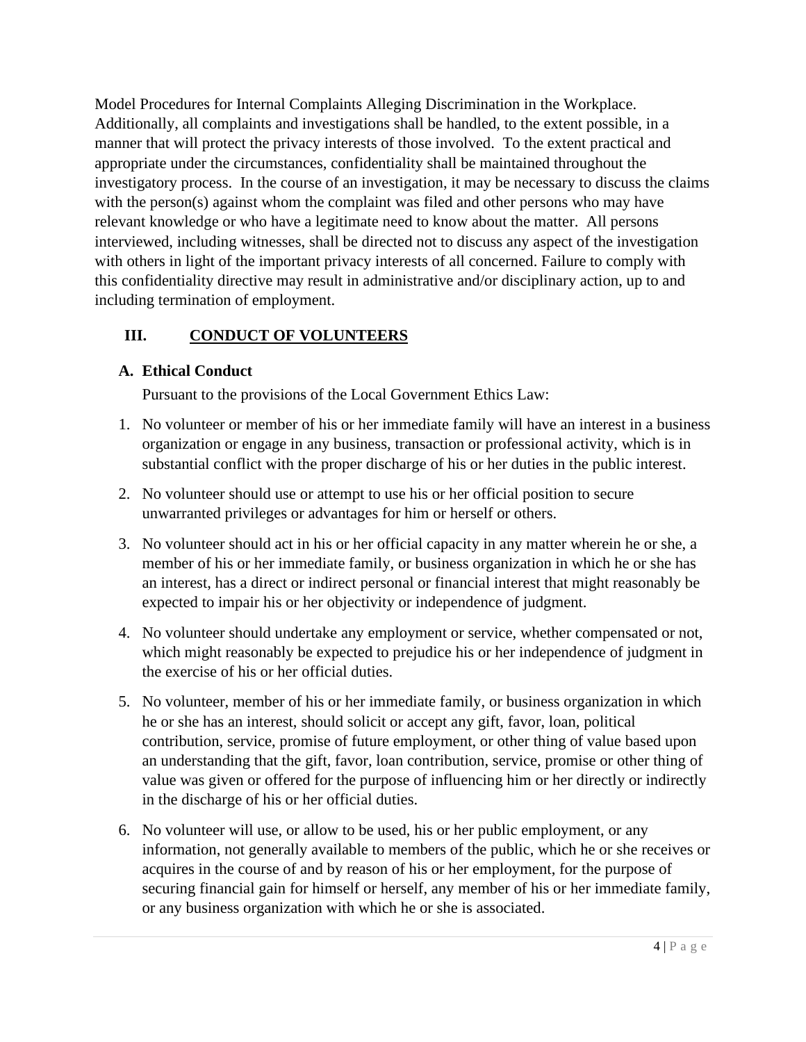Model Procedures for Internal Complaints Alleging Discrimination in the Workplace. Additionally, all complaints and investigations shall be handled, to the extent possible, in a manner that will protect the privacy interests of those involved. To the extent practical and appropriate under the circumstances, confidentiality shall be maintained throughout the investigatory process. In the course of an investigation, it may be necessary to discuss the claims with the person(s) against whom the complaint was filed and other persons who may have relevant knowledge or who have a legitimate need to know about the matter. All persons interviewed, including witnesses, shall be directed not to discuss any aspect of the investigation with others in light of the important privacy interests of all concerned. Failure to comply with this confidentiality directive may result in administrative and/or disciplinary action, up to and including termination of employment.

## III. CONDUCT OF VOLUNTEERS

### A. Ethical Conduct

Pursuant to the provisions of the Local Government Ethics Law:

1. No volunteer or member of his or her immediate family will have an interest in a business organization or engage in any business, transaction or professional activity, which is in substantial conflict with the proper discharge of his or her duties in the public interest.

2. No volunteer should use or attempt to use his or her official position to secure unwarranted privileges or advantages for him or herself or others.

3. No volunteer should act in his or her official capacity in any matter wherein he or she, a member of his or her immediate family, or business organization in which he or she has an interest, has a direct or indirect personal or financial interest that might reasonably be expected to impair his or her objectivity or independence of judgment.

4. No volunteer should undertake any employment or service, whether compensated or not, which might reasonably be expected to prejudice his or her independence of judgment in the exercise of his or her official duties.

5. No volunteer, member of his or her immediate family, or business organization in which he or she has an interest, should solicit or accept any gift, favor, loan, political contribution, service, promise of future employment, or other thing of value based upon an understanding that the gift, favor, loan contribution, service, promise or other thing of value was given or offered for the purpose of influencing him or her directly or indirectly in the discharge of his or her official duties.

6. No volunteer will use, or allow to be used, his or her public employment, or any information, not generally available to members of the public, which he or she receives or acquires in the course of and by reason of his or her employment, for the purpose of securing financial gain for himself or herself, any member of his or her immediate family, or any business organization with which he or she is associated.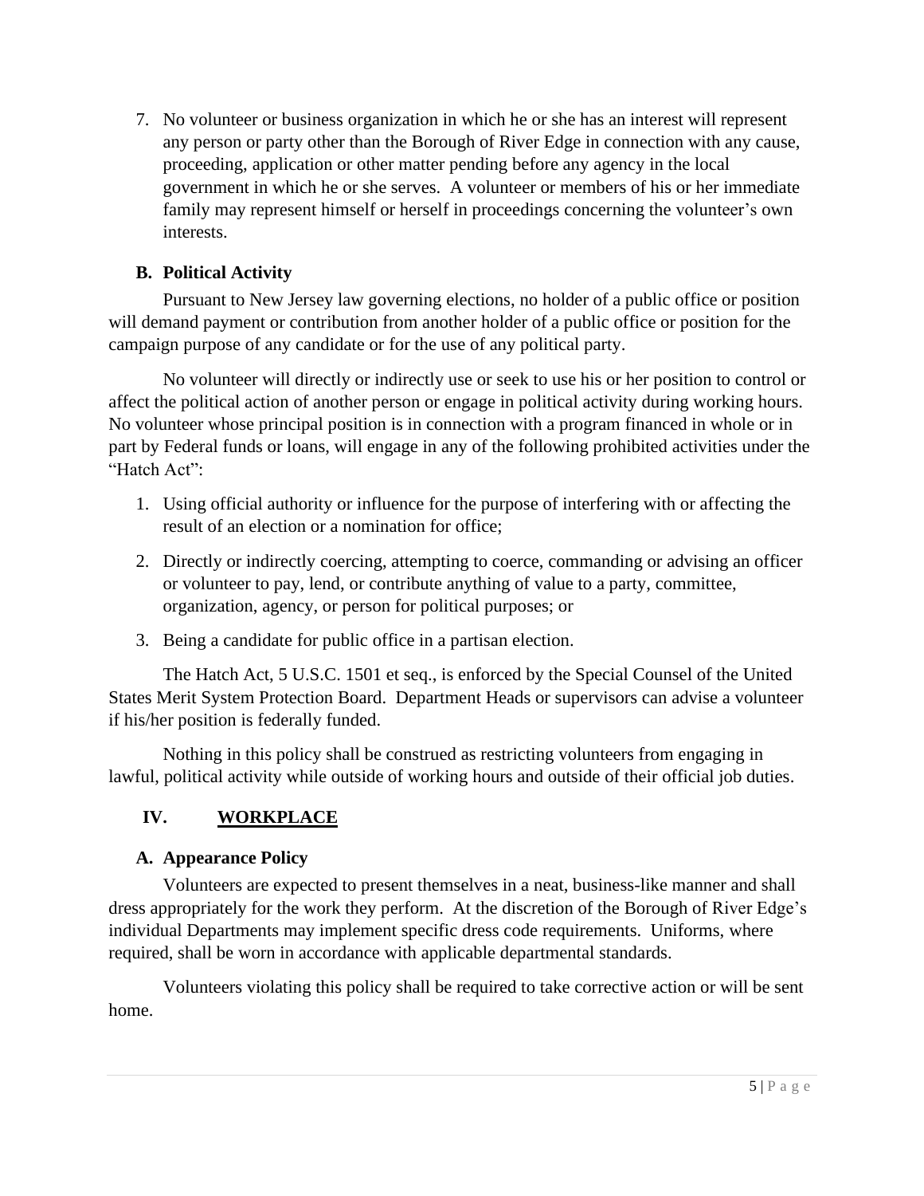7. No volunteer or business organization in which he or she has an interest will represent any person or party other than the Borough of River Edge in connection with any cause, proceeding, application or other matter pending before any agency in the local government in which he or she serves. A volunteer or members of his or her immediate family may represent himself or herself in proceedings concerning the volunteer's own interests.

### B. Political Activity

Pursuant to New Jersey law governing elections, no holder of a public office or position will demand payment or contribution from another holder of a public office or position for the campaign purpose of any candidate or for the use of any political party.

No volunteer will directly or indirectly use or seek to use his or her position to control or affect the political action of another person or engage in political activity during working hours. No volunteer whose principal position is in connection with a program financed in whole or in part by Federal funds or loans, will engage in any of the following prohibited activities under the "Hatch Act":

1. Using official authority or influence for the purpose of interfering with or affecting the result of an election or a nomination for office;
2. Directly or indirectly coercing, attempting to coerce, commanding or advising an officer or volunteer to pay, lend, or contribute anything of value to a party, committee, organization, agency, or person for political purposes; or
3. Being a candidate for public office in a partisan election.

The Hatch Act, 5 U.S.C. 1501 et seq., is enforced by the Special Counsel of the United States Merit System Protection Board. Department Heads or supervisors can advise a volunteer if his/her position is federally funded.

Nothing in this policy shall be construed as restricting volunteers from engaging in lawful, political activity while outside of working hours and outside of their official job duties.

## IV. WORKPLACE

### A. Appearance Policy

Volunteers are expected to present themselves in a neat, business-like manner and shall dress appropriately for the work they perform. At the discretion of the Borough of River Edge's individual Departments may implement specific dress code requirements. Uniforms, where required, shall be worn in accordance with applicable departmental standards.

Volunteers violating this policy shall be required to take corrective action or will be sent home.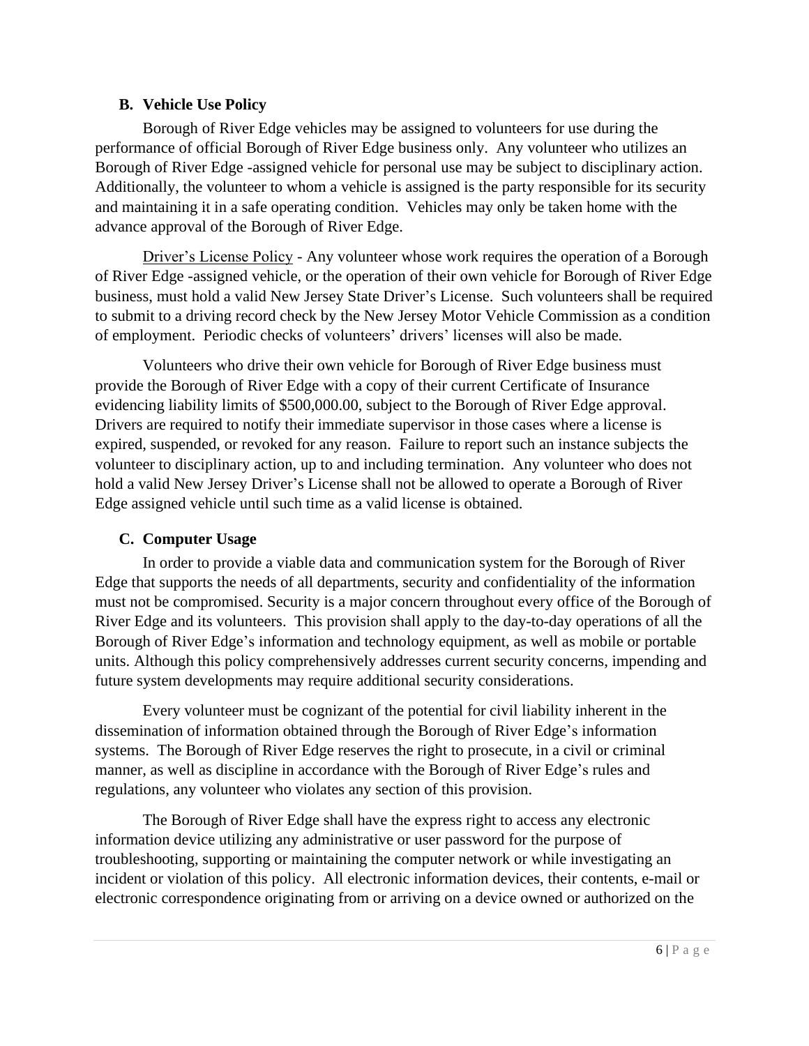### B. Vehicle Use Policy

Borough of River Edge vehicles may be assigned to volunteers for use during the performance of official Borough of River Edge business only. Any volunteer who utilizes an Borough of River Edge -assigned vehicle for personal use may be subject to disciplinary action. Additionally, the volunteer to whom a vehicle is assigned is the party responsible for its security and maintaining it in a safe operating condition. Vehicles may only be taken home with the advance approval of the Borough of River Edge.

Driver's License Policy - Any volunteer whose work requires the operation of a Borough of River Edge -assigned vehicle, or the operation of their own vehicle for Borough of River Edge business, must hold a valid New Jersey State Driver's License. Such volunteers shall be required to submit to a driving record check by the New Jersey Motor Vehicle Commission as a condition of employment. Periodic checks of volunteers' drivers' licenses will also be made.

Volunteers who drive their own vehicle for Borough of River Edge business must provide the Borough of River Edge with a copy of their current Certificate of Insurance evidencing liability limits of $500,000.00, subject to the Borough of River Edge approval. Drivers are required to notify their immediate supervisor in those cases where a license is expired, suspended, or revoked for any reason. Failure to report such an instance subjects the volunteer to disciplinary action, up to and including termination. Any volunteer who does not hold a valid New Jersey Driver's License shall not be allowed to operate a Borough of River Edge assigned vehicle until such time as a valid license is obtained.

### C. Computer Usage

In order to provide a viable data and communication system for the Borough of River Edge that supports the needs of all departments, security and confidentiality of the information must not be compromised. Security is a major concern throughout every office of the Borough of River Edge and its volunteers. This provision shall apply to the day-to-day operations of all the Borough of River Edge's information and technology equipment, as well as mobile or portable units. Although this policy comprehensively addresses current security concerns, impending and future system developments may require additional security considerations.

Every volunteer must be cognizant of the potential for civil liability inherent in the dissemination of information obtained through the Borough of River Edge's information systems. The Borough of River Edge reserves the right to prosecute, in a civil or criminal manner, as well as discipline in accordance with the Borough of River Edge's rules and regulations, any volunteer who violates any section of this provision.

The Borough of River Edge shall have the express right to access any electronic information device utilizing any administrative or user password for the purpose of troubleshooting, supporting or maintaining the computer network or while investigating an incident or violation of this policy. All electronic information devices, their contents, e-mail or electronic correspondence originating from or arriving on a device owned or authorized on the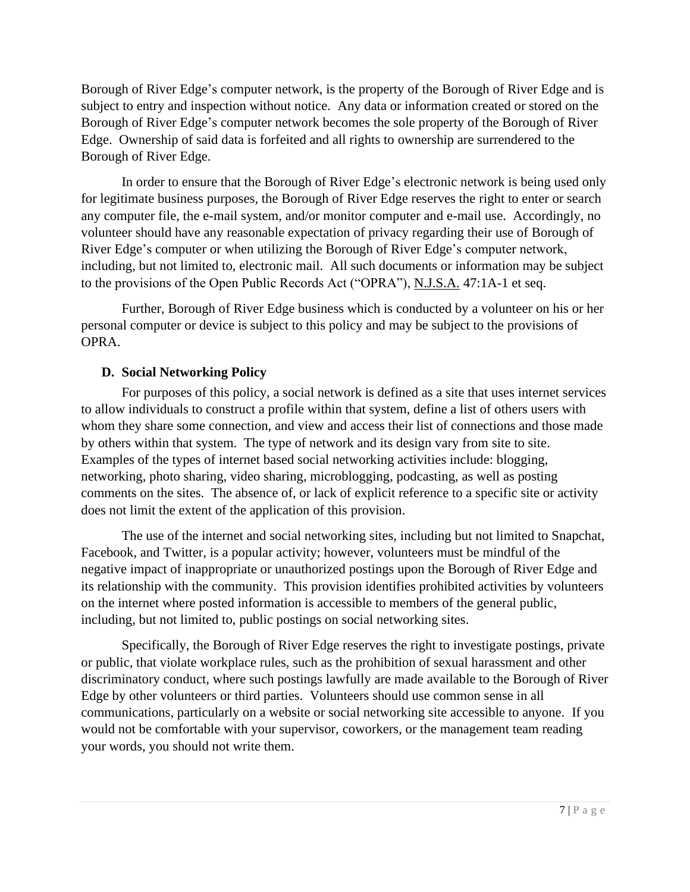Borough of River Edge's computer network, is the property of the Borough of River Edge and is subject to entry and inspection without notice. Any data or information created or stored on the Borough of River Edge's computer network becomes the sole property of the Borough of River Edge. Ownership of said data is forfeited and all rights to ownership are surrendered to the Borough of River Edge.

In order to ensure that the Borough of River Edge's electronic network is being used only for legitimate business purposes, the Borough of River Edge reserves the right to enter or search any computer file, the e-mail system, and/or monitor computer and e-mail use. Accordingly, no volunteer should have any reasonable expectation of privacy regarding their use of Borough of River Edge's computer or when utilizing the Borough of River Edge's computer network, including, but not limited to, electronic mail. All such documents or information may be subject to the provisions of the Open Public Records Act ("OPRA"), N.J.S.A. 47:1A-1 et seq.

Further, Borough of River Edge business which is conducted by a volunteer on his or her personal computer or device is subject to this policy and may be subject to the provisions of OPRA.

### D. Social Networking Policy

For purposes of this policy, a social network is defined as a site that uses internet services to allow individuals to construct a profile within that system, define a list of others users with whom they share some connection, and view and access their list of connections and those made by others within that system. The type of network and its design vary from site to site. Examples of the types of internet based social networking activities include: blogging, networking, photo sharing, video sharing, microblogging, podcasting, as well as posting comments on the sites. The absence of, or lack of explicit reference to a specific site or activity does not limit the extent of the application of this provision.

The use of the internet and social networking sites, including but not limited to Snapchat, Facebook, and Twitter, is a popular activity; however, volunteers must be mindful of the negative impact of inappropriate or unauthorized postings upon the Borough of River Edge and its relationship with the community. This provision identifies prohibited activities by volunteers on the internet where posted information is accessible to members of the general public, including, but not limited to, public postings on social networking sites.

Specifically, the Borough of River Edge reserves the right to investigate postings, private or public, that violate workplace rules, such as the prohibition of sexual harassment and other discriminatory conduct, where such postings lawfully are made available to the Borough of River Edge by other volunteers or third parties. Volunteers should use common sense in all communications, particularly on a website or social networking site accessible to anyone. If you would not be comfortable with your supervisor, coworkers, or the management team reading your words, you should not write them.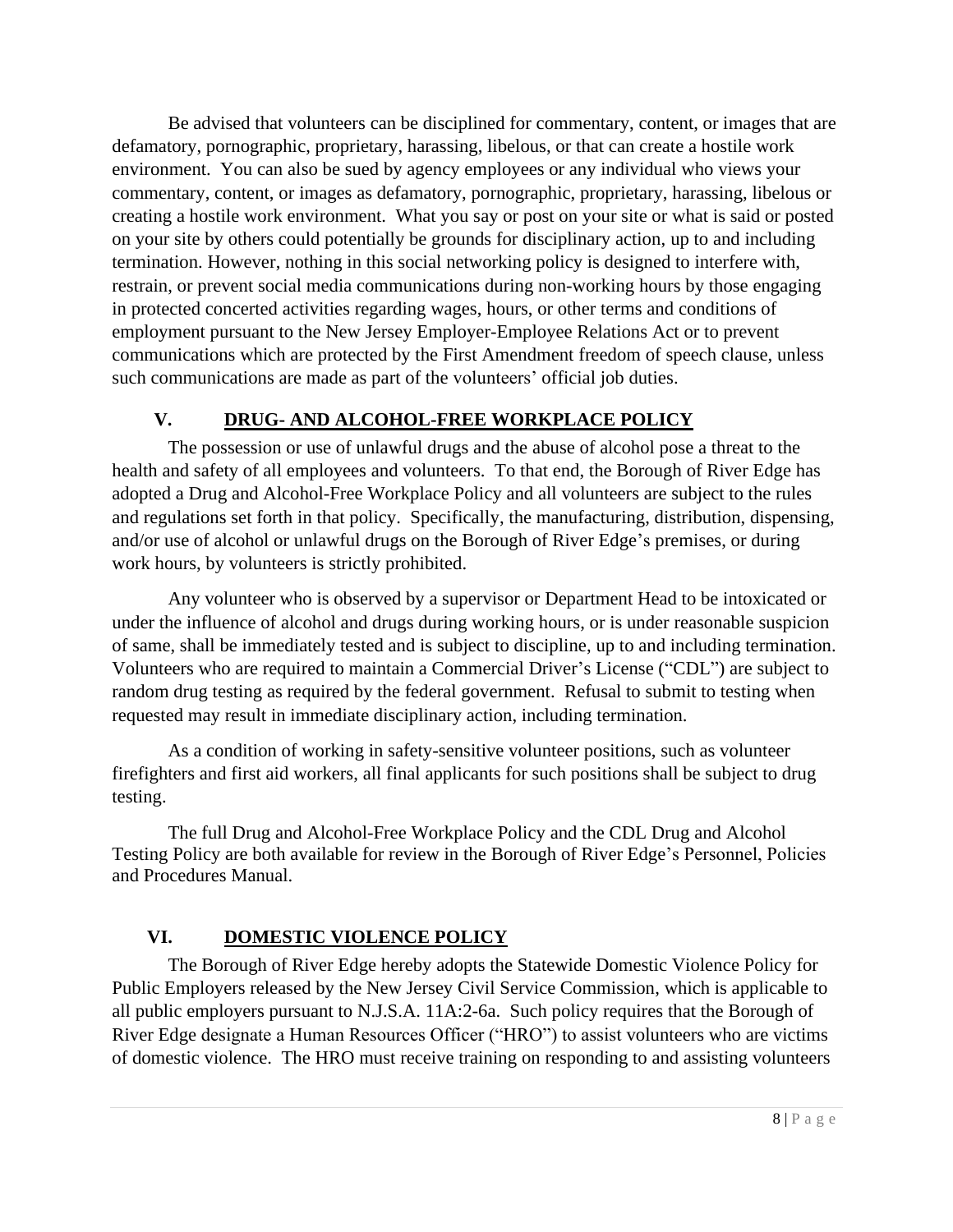Be advised that volunteers can be disciplined for commentary, content, or images that are defamatory, pornographic, proprietary, harassing, libelous, or that can create a hostile work environment. You can also be sued by agency employees or any individual who views your commentary, content, or images as defamatory, pornographic, proprietary, harassing, libelous or creating a hostile work environment. What you say or post on your site or what is said or posted on your site by others could potentially be grounds for disciplinary action, up to and including termination. However, nothing in this social networking policy is designed to interfere with, restrain, or prevent social media communications during non-working hours by those engaging in protected concerted activities regarding wages, hours, or other terms and conditions of employment pursuant to the New Jersey Employer-Employee Relations Act or to prevent communications which are protected by the First Amendment freedom of speech clause, unless such communications are made as part of the volunteers' official job duties.

## V. DRUG- AND ALCOHOL-FREE WORKPLACE POLICY

The possession or use of unlawful drugs and the abuse of alcohol pose a threat to the health and safety of all employees and volunteers. To that end, the Borough of River Edge has adopted a Drug and Alcohol-Free Workplace Policy and all volunteers are subject to the rules and regulations set forth in that policy. Specifically, the manufacturing, distribution, dispensing, and/or use of alcohol or unlawful drugs on the Borough of River Edge's premises, or during work hours, by volunteers is strictly prohibited.

Any volunteer who is observed by a supervisor or Department Head to be intoxicated or under the influence of alcohol and drugs during working hours, or is under reasonable suspicion of same, shall be immediately tested and is subject to discipline, up to and including termination. Volunteers who are required to maintain a Commercial Driver's License ("CDL") are subject to random drug testing as required by the federal government. Refusal to submit to testing when requested may result in immediate disciplinary action, including termination.

As a condition of working in safety-sensitive volunteer positions, such as volunteer firefighters and first aid workers, all final applicants for such positions shall be subject to drug testing.

The full Drug and Alcohol-Free Workplace Policy and the CDL Drug and Alcohol Testing Policy are both available for review in the Borough of River Edge's Personnel, Policies and Procedures Manual.

## VI. DOMESTIC VIOLENCE POLICY

The Borough of River Edge hereby adopts the Statewide Domestic Violence Policy for Public Employers released by the New Jersey Civil Service Commission, which is applicable to all public employers pursuant to N.J.S.A. 11A:2-6a. Such policy requires that the Borough of River Edge designate a Human Resources Officer ("HRO") to assist volunteers who are victims of domestic violence. The HRO must receive training on responding to and assisting volunteers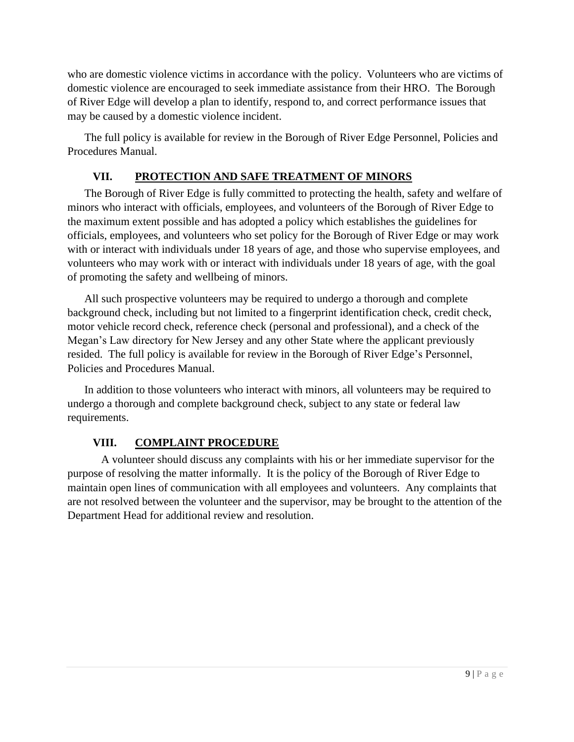who are domestic violence victims in accordance with the policy. Volunteers who are victims of domestic violence are encouraged to seek immediate assistance from their HRO. The Borough of River Edge will develop a plan to identify, respond to, and correct performance issues that may be caused by a domestic violence incident.

The full policy is available for review in the Borough of River Edge Personnel, Policies and Procedures Manual.

## VII. PROTECTION AND SAFE TREATMENT OF MINORS

The Borough of River Edge is fully committed to protecting the health, safety and welfare of minors who interact with officials, employees, and volunteers of the Borough of River Edge to the maximum extent possible and has adopted a policy which establishes the guidelines for officials, employees, and volunteers who set policy for the Borough of River Edge or may work with or interact with individuals under 18 years of age, and those who supervise employees, and volunteers who may work with or interact with individuals under 18 years of age, with the goal of promoting the safety and wellbeing of minors.

All such prospective volunteers may be required to undergo a thorough and complete background check, including but not limited to a fingerprint identification check, credit check, motor vehicle record check, reference check (personal and professional), and a check of the Megan's Law directory for New Jersey and any other State where the applicant previously resided. The full policy is available for review in the Borough of River Edge's Personnel, Policies and Procedures Manual.

In addition to those volunteers who interact with minors, all volunteers may be required to undergo a thorough and complete background check, subject to any state or federal law requirements.

## VIII. COMPLAINT PROCEDURE

A volunteer should discuss any complaints with his or her immediate supervisor for the purpose of resolving the matter informally. It is the policy of the Borough of River Edge to maintain open lines of communication with all employees and volunteers. Any complaints that are not resolved between the volunteer and the supervisor, may be brought to the attention of the Department Head for additional review and resolution.